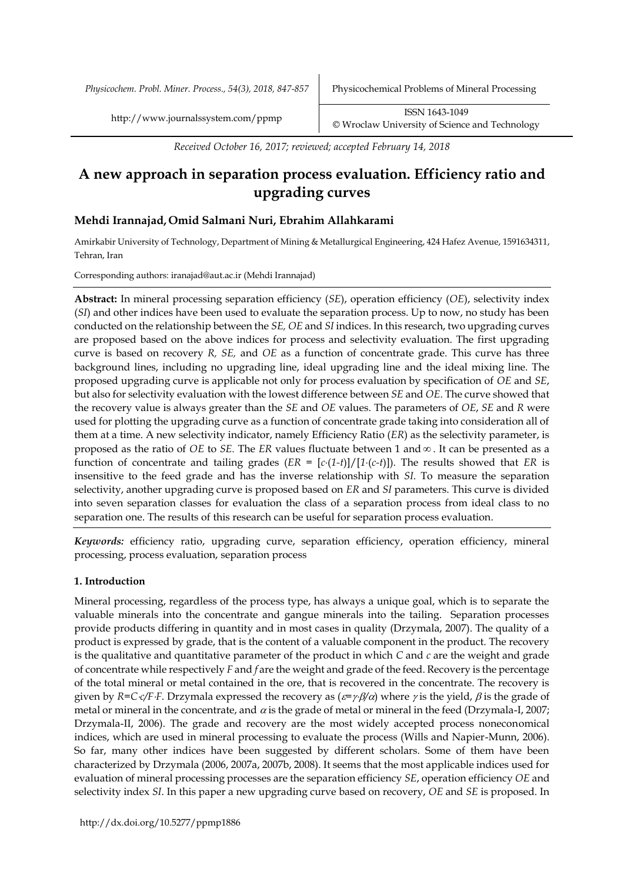Received October 16, 2017; reviewed; accepted February 14, 2018

# A new approach in separation process evaluation. Efficiency ratio and upgrading curves

**Mehdi Irannajad, Omid Salmani Nuri, Ebrahim Allahkarami**

Amirkabir University of Technology, Department of Mining & Metallurgical Engineering, 424 Hafez Avenue, 1591634311, Tehran, Iran

Corresponding authors: iranajad@aut.ac.ir (Mehdi Irannajad)

**Abstract:** In mineral processing separation efficiency (*SE*), operation efficiency (*OE*), selectivity index (*SI*) and other indices have been used to evaluate the separation process. Up to now, no study has been conducted on the relationship between the *SE, OE* and *SI* indices. In this research, two upgrading curves are proposed based on the above indices for process and selectivity evaluation. The first upgrading curve is based on recovery *R, SE,* and *OE* as a function of concentrate grade. This curve has three background lines, including no upgrading line, ideal upgrading line and the ideal mixing line. The proposed upgrading curve is applicable not only for process evaluation by specification of *OE* and *SE*, but also for selectivity evaluation with the lowest difference between *SE* and *OE*. The curve showed that the recovery value is always greater than the *SE* and *OE* values. The parameters of *OE*, *SE* and *R* were used for plotting the upgrading curve as a function of concentrate grade taking into consideration all of them at a time. A new selectivity indicator, namely Efficiency Ratio (*ER*) as the selectivity parameter, is proposed as the ratio of *OE* to *SE*. The *ER* values fluctuate between 1 and $\infty$. It can be presented as a function of concentrate and tailing grades ($ER = [c\cdot(1-t)]/[1\cdot(c-t)]$). The results showed that *ER* is insensitive to the feed grade and has the inverse relationship with *SI*. To measure the separation selectivity, another upgrading curve is proposed based on *ER* and *SI* parameters. This curve is divided into seven separation classes for evaluation the class of a separation process from ideal class to no separation one. The results of this research can be useful for separation process evaluation.

***Keywords:*** efficiency ratio, upgrading curve, separation efficiency, operation efficiency, mineral processing, process evaluation, separation process

## 1. Introduction

Mineral processing, regardless of the process type, has always a unique goal, which is to separate the valuable minerals into the concentrate and gangue minerals into the tailing. Separation processes provide products differing in quantity and in most cases in quality (Drzymala, 2007). The quality of a product is expressed by grade, that is the content of a valuable component in the product. The recovery is the qualitative and quantitative parameter of the product in which *C* and *c* are the weight and grade of concentrate while respectively *F* and *f* are the weight and grade of the feed. Recovery is the percentage of the total mineral or metal contained in the ore, that is recovered in the concentrate. The recovery is given by $R=C\cdot c/F\cdot F$. Drzymala expressed the recovery as ($\varepsilon=\gamma\cdot\beta/\alpha$) where $\gamma$ is the yield, $\beta$ is the grade of metal or mineral in the concentrate, and $\alpha$ is the grade of metal or mineral in the feed (Drzymala-I, 2007; Drzymala-II, 2006). The grade and recovery are the most widely accepted process noneconomical indices, which are used in mineral processing to evaluate the process (Wills and Napier-Munn, 2006). So far, many other indices have been suggested by different scholars. Some of them have been characterized by Drzymala (2006, 2007a, 2007b, 2008). It seems that the most applicable indices used for evaluation of mineral processing processes are the separation efficiency *SE*, operation efficiency *OE* and selectivity index *SI*. In this paper a new upgrading curve based on recovery, *OE* and *SE* is proposed. In

http://dx.doi.org/10.5277/ppmp1886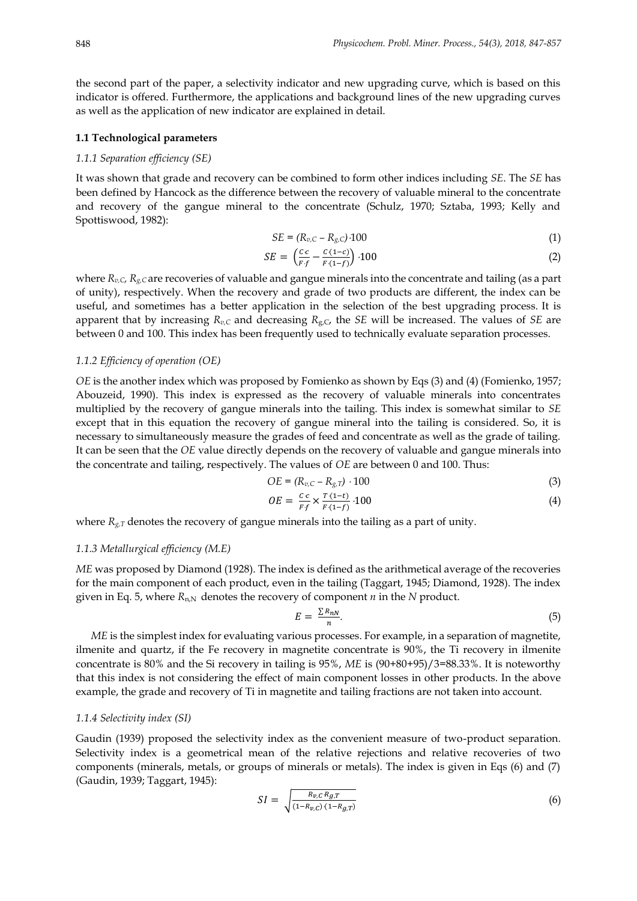the second part of the paper, a selectivity indicator and new upgrading curve, which is based on this indicator is offered. Furthermore, the applications and background lines of the new upgrading curves as well as the application of new indicator are explained in detail.

### 1.1 Technological parameters

#### *1.1.1 Separation efficiency (SE)*

It was shown that grade and recovery can be combined to form other indices including *SE*. The *SE* has been defined by Hancock as the difference between the recovery of valuable mineral to the concentrate and recovery of the gangue mineral to the concentrate (Schulz, 1970; Sztaba, 1993; Kelly and Spottiswood, 1982):

$$SE = (R_{v,C} - R_{g,C}) \cdot 100 \tag{1}$$

$$SE = \left(\frac{C \cdot c}{F \cdot f} - \frac{C \cdot (1-c)}{F \cdot (1-f)}\right) \cdot 100 \tag{2}$$

where $R_{v,C}$, $R_{g,C}$ are recoveries of valuable and gangue minerals into the concentrate and tailing (as a part of unity), respectively. When the recovery and grade of two products are different, the index can be useful, and sometimes has a better application in the selection of the best upgrading process. It is apparent that by increasing $R_{v,C}$ and decreasing $R_{g,C}$, the *SE* will be increased. The values of *SE* are between 0 and 100. This index has been frequently used to technically evaluate separation processes.

#### *1.1.2 Efficiency of operation (OE)*

*OE* is the another index which was proposed by Fomienko as shown by Eqs (3) and (4) (Fomienko, 1957; Abouzeid, 1990). This index is expressed as the recovery of valuable minerals into concentrates multiplied by the recovery of gangue minerals into the tailing. This index is somewhat similar to *SE* except that in this equation the recovery of gangue mineral into the tailing is considered. So, it is necessary to simultaneously measure the grades of feed and concentrate as well as the grade of tailing. It can be seen that the *OE* value directly depends on the recovery of valuable and gangue minerals into the concentrate and tailing, respectively. The values of *OE* are between 0 and 100. Thus:

$$OE = (R_{v,C} - R_{g,T}) \cdot 100 \tag{3}$$

$$OE = \frac{C \cdot c}{F \cdot f} \times \frac{T \cdot (1-t)}{F \cdot (1-f)} \cdot 100 \tag{4}$$

where $R_{g,T}$ denotes the recovery of gangue minerals into the tailing as a part of unity.

#### *1.1.3 Metallurgical efficiency (M.E)*

*ME* was proposed by Diamond (1928). The index is defined as the arithmetical average of the recoveries for the main component of each product, even in the tailing (Taggart, 1945; Diamond, 1928). The index given in Eq. 5, where $R_{n,N}$ denotes the recovery of component *n* in the *N* product.

$$E = \frac{\sum R_{nN}}{n}. \tag{5}$$

*ME* is the simplest index for evaluating various processes. For example, in a separation of magnetite, ilmenite and quartz, if the Fe recovery in magnetite concentrate is 90%, the Ti recovery in ilmenite concentrate is 80% and the Si recovery in tailing is 95%, *ME* is (90+80+95)/3=88.33%. It is noteworthy that this index is not considering the effect of main component losses in other products. In the above example, the grade and recovery of Ti in magnetite and tailing fractions are not taken into account.

#### *1.1.4 Selectivity index (SI)*

Gaudin (1939) proposed the selectivity index as the convenient measure of two-product separation. Selectivity index is a geometrical mean of the relative rejections and relative recoveries of two components (minerals, metals, or groups of minerals or metals). The index is given in Eqs (6) and (7) (Gaudin, 1939; Taggart, 1945):

$$SI = \sqrt{\frac{R_{v,C} \cdot R_{g,T}}{(1-R_{v,C}) \cdot (1-R_{g,T})}} \tag{6}$$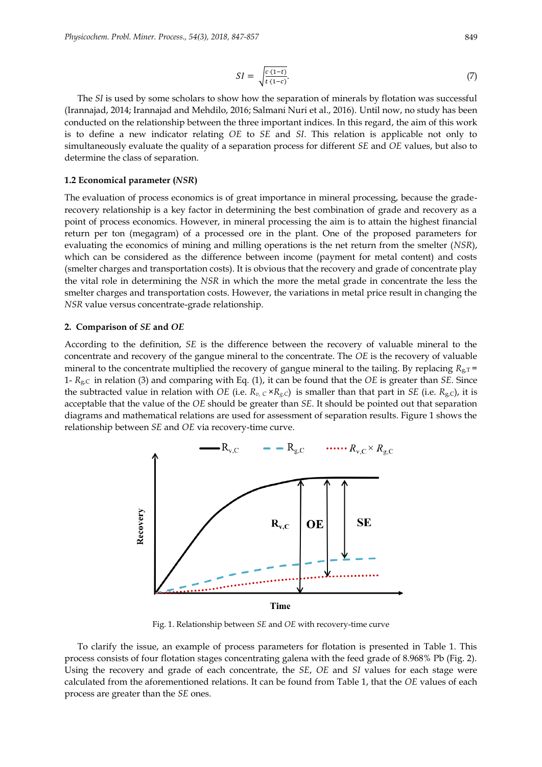$$SI = \sqrt{\frac{c \cdot (1-t)}{t \cdot (1-c)}}. \tag{7}$$

The *SI* is used by some scholars to show how the separation of minerals by flotation was successful (Irannajad, 2014; Irannajad and Mehdilo, 2016; Salmani Nuri et al., 2016). Until now, no study has been conducted on the relationship between the three important indices. In this regard, the aim of this work is to define a new indicator relating *OE* to *SE* and *SI*. This relation is applicable not only to simultaneously evaluate the quality of a separation process for different *SE* and *OE* values, but also to determine the class of separation.

### 1.2 Economical parameter (*NSR*)

The evaluation of process economics is of great importance in mineral processing, because the grade-recovery relationship is a key factor in determining the best combination of grade and recovery as a point of process economics. However, in mineral processing the aim is to attain the highest financial return per ton (megagram) of a processed ore in the plant. One of the proposed parameters for evaluating the economics of mining and milling operations is the net return from the smelter (*NSR*), which can be considered as the difference between income (payment for metal content) and costs (smelter charges and transportation costs). It is obvious that the recovery and grade of concentrate play the vital role in determining the *NSR* in which the more the metal grade in concentrate the less the smelter charges and transportation costs. However, the variations in metal price result in changing the *NSR* value versus concentrate-grade relationship.

## 2. Comparison of *SE* and *OE*

According to the definition, *SE* is the difference between the recovery of valuable mineral to the concentrate and recovery of the gangue mineral to the concentrate. The *OE* is the recovery of valuable mineral to the concentrate multiplied the recovery of gangue mineral to the tailing. By replacing $R_{g,T} = 1 - R_{g,C}$ in relation (3) and comparing with Eq. (1), it can be found that the *OE* is greater than *SE*. Since the subtracted value in relation with *OE* (i.e. $R_{v,C} \times R_{g,C}$) is smaller than that part in *SE* (i.e. $R_{g,C}$), it is acceptable that the value of the *OE* should be greater than *SE*. It should be pointed out that separation diagrams and mathematical relations are used for assessment of separation results. Figure 1 shows the relationship between *SE* and *OE* via recovery-time curve.

Fig. 1. Relationship between *SE* and *OE* with recovery-time curve

To clarify the issue, an example of process parameters for flotation is presented in Table 1. This process consists of four flotation stages concentrating galena with the feed grade of 8.968% Pb (Fig. 2). Using the recovery and grade of each concentrate, the *SE*, *OE* and *SI* values for each stage were calculated from the aforementioned relations. It can be found from Table 1, that the *OE* values of each process are greater than the *SE* ones.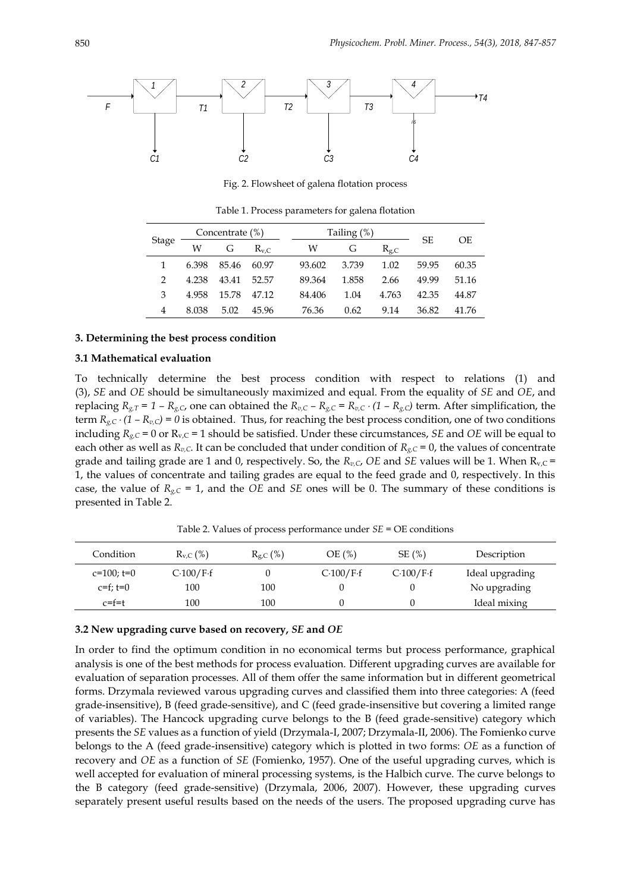Fig. 2. Flowsheet of galena flotation process

Table 1. Process parameters for galena flotation

| Stage | Concentrate (%) | | | Tailing (%) | | | SE | OE |
|---|---|---|---|---|---|---|---|---|
| | W | G | $R_{v,C}$ | W | G | $R_{g,C}$ | | |
| 1 | 6.398 | 85.46 | 60.97 | 93.602 | 3.739 | 1.02 | 59.95 | 60.35 |
| 2 | 4.238 | 43.41 | 52.57 | 89.364 | 1.858 | 2.66 | 49.99 | 51.16 |
| 3 | 4.958 | 15.78 | 47.12 | 84.406 | 1.04 | 4.763 | 42.35 | 44.87 |
| 4 | 8.038 | 5.02 | 45.96 | 76.36 | 0.62 | 9.14 | 36.82 | 41.76 |

## 3. Determining the best process condition

### 3.1 Mathematical evaluation

To technically determine the best process condition with respect to relations (1) and (3), *SE* and *OE* should be simultaneously maximized and equal. From the equality of *SE* and *OE*, and replacing $R_{g,T} = 1 - R_{g,C}$, one can obtained the $R_{v,C} - R_{g,C} = R_{v,C} \cdot (1 - R_{g,C})$ term. After simplification, the term $R_{g,C} \cdot (1 - R_{v,C}) = 0$ is obtained. Thus, for reaching the best process condition, one of two conditions including $R_{g,C} = 0$ or $R_{v,C} = 1$ should be satisfied. Under these circumstances, *SE* and *OE* will be equal to each other as well as $R_{v,C}$. It can be concluded that under condition of $R_{g,C} = 0$, the values of concentrate grade and tailing grade are 1 and 0, respectively. So, the $R_{v,C}$, *OE* and *SE* values will be 1. When $R_{v,C} = 1$, the values of concentrate and tailing grades are equal to the feed grade and 0, respectively. In this case, the value of $R_{g,C} = 1$, and the *OE* and *SE* ones will be 0. The summary of these conditions is presented in Table 2.

Table 2. Values of process performance under *SE* = OE conditions

| Condition | $R_{v,C}$ (%) | $R_{g,C}$ (%) | OE (%) | SE (%) | Description |
|---|---|---|---|---|---|
| c=100; t=0 | $C{\cdot}100/F{\cdot}f$ | 0 | $C{\cdot}100/F{\cdot}f$ | $C{\cdot}100/F{\cdot}f$ | Ideal upgrading |
| c=f; t=0 | 100 | 100 | 0 | 0 | No upgrading |
| c=f=t | 100 | 100 | 0 | 0 | Ideal mixing |

### 3.2 New upgrading curve based on recovery, *SE* and *OE*

In order to find the optimum condition in no economical terms but process performance, graphical analysis is one of the best methods for process evaluation. Different upgrading curves are available for evaluation of separation processes. All of them offer the same information but in different geometrical forms. Drzymala reviewed varous upgrading curves and classified them into three categories: A (feed grade-insensitive), B (feed grade-sensitive), and C (feed grade-insensitive but covering a limited range of variables). The Hancock upgrading curve belongs to the B (feed grade-sensitive) category which presents the *SE* values as a function of yield (Drzymala-I, 2007; Drzymala-II, 2006). The Fomienko curve belongs to the A (feed grade-insensitive) category which is plotted in two forms: *OE* as a function of recovery and *OE* as a function of *SE* (Fomienko, 1957). One of the useful upgrading curves, which is well accepted for evaluation of mineral processing systems, is the Halbich curve. The curve belongs to the B category (feed grade-sensitive) (Drzymala, 2006, 2007). However, these upgrading curves separately present useful results based on the needs of the users. The proposed upgrading curve has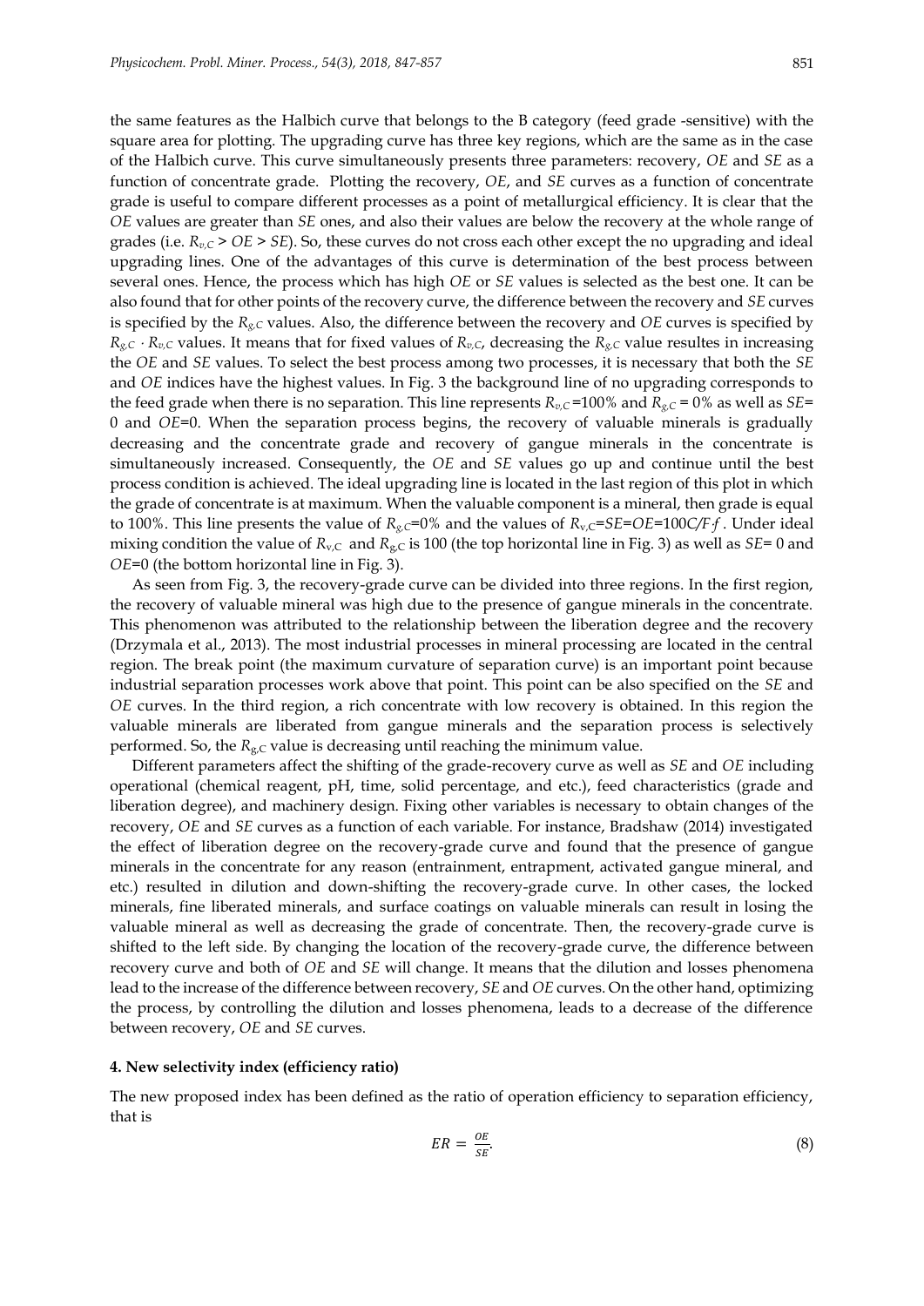the same features as the Halbich curve that belongs to the B category (feed grade -sensitive) with the square area for plotting. The upgrading curve has three key regions, which are the same as in the case of the Halbich curve. This curve simultaneously presents three parameters: recovery, *OE* and *SE* as a function of concentrate grade. Plotting the recovery, *OE*, and *SE* curves as a function of concentrate grade is useful to compare different processes as a point of metallurgical efficiency. It is clear that the *OE* values are greater than *SE* ones, and also their values are below the recovery at the whole range of grades (i.e. $R_{v,C}$ > *OE* > *SE*). So, these curves do not cross each other except the no upgrading and ideal upgrading lines. One of the advantages of this curve is determination of the best process between several ones. Hence, the process which has high *OE* or *SE* values is selected as the best one. It can be also found that for other points of the recovery curve, the difference between the recovery and *SE* curves is specified by the $R_{g,C}$ values. Also, the difference between the recovery and *OE* curves is specified by $R_{g,C} \cdot R_{v,C}$ values. It means that for fixed values of $R_{v,C}$, decreasing the $R_{g,C}$ value resultes in increasing the *OE* and *SE* values. To select the best process among two processes, it is necessary that both the *SE* and *OE* indices have the highest values. In Fig. 3 the background line of no upgrading corresponds to the feed grade when there is no separation. This line represents $R_{v,C}$=100% and $R_{g,C}$ = 0% as well as *SE*= 0 and *OE*=0. When the separation process begins, the recovery of valuable minerals is gradually decreasing and the concentrate grade and recovery of gangue minerals in the concentrate is simultaneously increased. Consequently, the *OE* and *SE* values go up and continue until the best process condition is achieved. The ideal upgrading line is located in the last region of this plot in which the grade of concentrate is at maximum. When the valuable component is a mineral, then grade is equal to 100%. This line presents the value of $R_{g,C}$=0% and the values of $R_{v,C}$=*SE*=*OE*=$100C/F{\cdot}f$ . Under ideal mixing condition the value of $R_{v,C}$ and $R_{g,C}$ is 100 (the top horizontal line in Fig. 3) as well as *SE*= 0 and *OE*=0 (the bottom horizontal line in Fig. 3).

As seen from Fig. 3, the recovery-grade curve can be divided into three regions. In the first region, the recovery of valuable mineral was high due to the presence of gangue minerals in the concentrate. This phenomenon was attributed to the relationship between the liberation degree and the recovery (Drzymala et al., 2013). The most industrial processes in mineral processing are located in the central region. The break point (the maximum curvature of separation curve) is an important point because industrial separation processes work above that point. This point can be also specified on the *SE* and *OE* curves. In the third region, a rich concentrate with low recovery is obtained. In this region the valuable minerals are liberated from gangue minerals and the separation process is selectively performed. So, the $R_{g,C}$ value is decreasing until reaching the minimum value.

Different parameters affect the shifting of the grade-recovery curve as well as *SE* and *OE* including operational (chemical reagent, pH, time, solid percentage, and etc.), feed characteristics (grade and liberation degree), and machinery design. Fixing other variables is necessary to obtain changes of the recovery, *OE* and *SE* curves as a function of each variable. For instance, Bradshaw (2014) investigated the effect of liberation degree on the recovery-grade curve and found that the presence of gangue minerals in the concentrate for any reason (entrainment, entrapment, activated gangue mineral, and etc.) resulted in dilution and down-shifting the recovery-grade curve. In other cases, the locked minerals, fine liberated minerals, and surface coatings on valuable minerals can result in losing the valuable mineral as well as decreasing the grade of concentrate. Then, the recovery-grade curve is shifted to the left side. By changing the location of the recovery-grade curve, the difference between recovery curve and both of *OE* and *SE* will change. It means that the dilution and losses phenomena lead to the increase of the difference between recovery, *SE* and *OE* curves. On the other hand, optimizing the process, by controlling the dilution and losses phenomena, leads to a decrease of the difference between recovery, *OE* and *SE* curves.

## 4. New selectivity index (efficiency ratio)

The new proposed index has been defined as the ratio of operation efficiency to separation efficiency, that is

$$ER = \frac{OE}{SE}. \tag{8}$$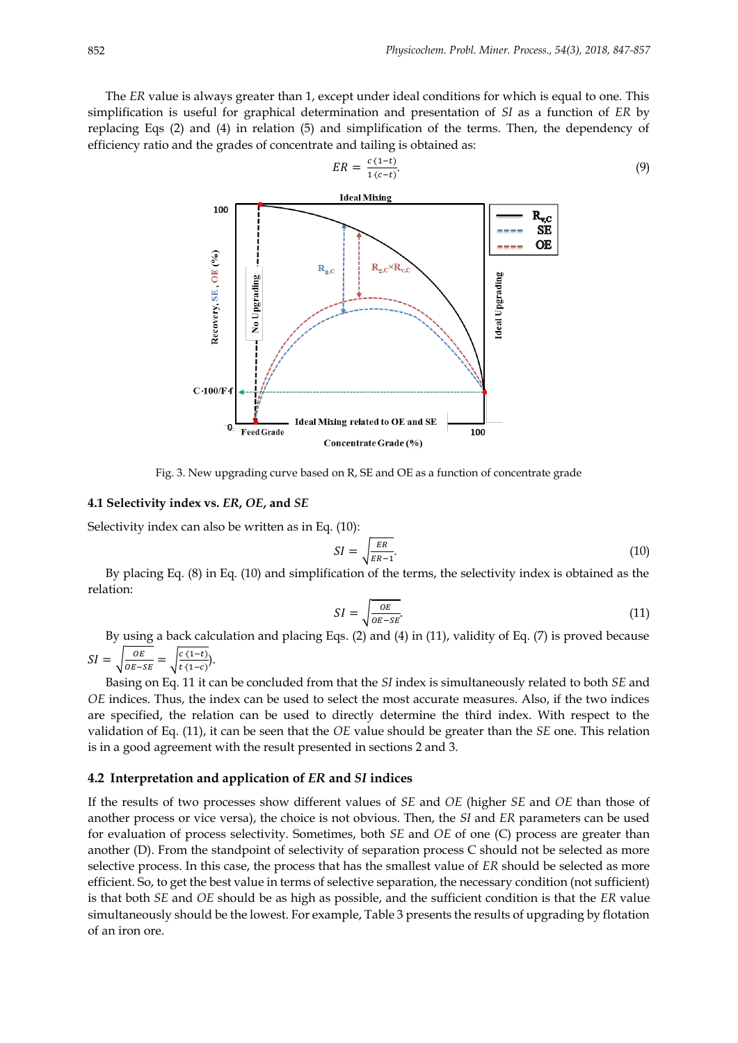The *ER* value is always greater than 1, except under ideal conditions for which is equal to one. This simplification is useful for graphical determination and presentation of *SI* as a function of *ER* by replacing Eqs (2) and (4) in relation (5) and simplification of the terms. Then, the dependency of efficiency ratio and the grades of concentrate and tailing is obtained as:

$$ER = \frac{c\,(1-t)}{1\,(c-t)}. \tag{9}$$

Fig. 3. New upgrading curve based on R, SE and OE as a function of concentrate grade

### 4.1 Selectivity index vs. *ER*, *OE*, and *SE*

Selectivity index can also be written as in Eq. (10):

$$SI = \sqrt{\frac{ER}{ER-1}}. \tag{10}$$

By placing Eq. (8) in Eq. (10) and simplification of the terms, the selectivity index is obtained as the relation:

$$SI = \sqrt{\frac{OE}{OE-SE}}. \tag{11}$$

By using a back calculation and placing Eqs. (2) and (4) in (11), validity of Eq. (7) is proved because $SI = \sqrt{\frac{OE}{OE-SE}} = \sqrt{\frac{c\cdot(1-t)}{t\cdot(1-c)}}$).

Basing on Eq. 11 it can be concluded from that the *SI* index is simultaneously related to both *SE* and *OE* indices. Thus, the index can be used to select the most accurate measures. Also, if the two indices are specified, the relation can be used to directly determine the third index. With respect to the validation of Eq. (11), it can be seen that the *OE* value should be greater than the *SE* one. This relation is in a good agreement with the result presented in sections 2 and 3.

### 4.2 Interpretation and application of *ER* and *SI* indices

If the results of two processes show different values of *SE* and *OE* (higher *SE* and *OE* than those of another process or vice versa), the choice is not obvious. Then, the *SI* and *ER* parameters can be used for evaluation of process selectivity. Sometimes, both *SE* and *OE* of one (C) process are greater than another (D). From the standpoint of selectivity of separation process C should not be selected as more selective process. In this case, the process that has the smallest value of *ER* should be selected as more efficient. So, to get the best value in terms of selective separation, the necessary condition (not sufficient) is that both *SE* and *OE* should be as high as possible, and the sufficient condition is that the *ER* value simultaneously should be the lowest. For example, Table 3 presents the results of upgrading by flotation of an iron ore.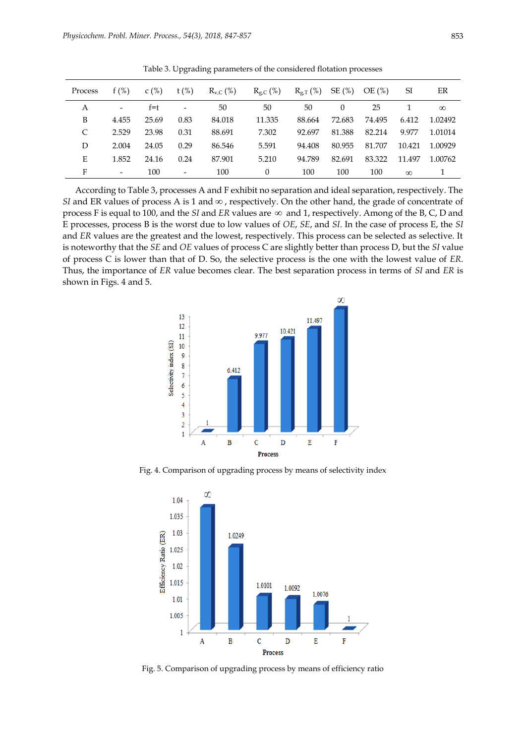Table 3. Upgrading parameters of the considered flotation processes

| Process | f (%) | c (%) | t (%) | $R_{v,C}$ (%) | $R_{g,C}$ (%) | $R_{g,T}$ (%) | SE (%) | OE (%) | SI | ER |
|---|---|---|---|---|---|---|---|---|---|---|
| A | - | f=t | - | 50 | 50 | 50 | 0 | 25 | 1 | ∞ |
| B | 4.455 | 25.69 | 0.83 | 84.018 | 11.335 | 88.664 | 72.683 | 74.495 | 6.412 | 1.02492 |
| C | 2.529 | 23.98 | 0.31 | 88.691 | 7.302 | 92.697 | 81.388 | 82.214 | 9.977 | 1.01014 |
| D | 2.004 | 24.05 | 0.29 | 86.546 | 5.591 | 94.408 | 80.955 | 81.707 | 10.421 | 1.00929 |
| E | 1.852 | 24.16 | 0.24 | 87.901 | 5.210 | 94.789 | 82.691 | 83.322 | 11.497 | 1.00762 |
| F | - | 100 | - | 100 | 0 | 100 | 100 | 100 | ∞ | 1 |

According to Table 3, processes A and F exhibit no separation and ideal separation, respectively. The *SI* and ER values of process A is 1 and $\infty$, respectively. On the other hand, the grade of concentrate of process F is equal to 100, and the *SI* and *ER* values are $\infty$ and 1, respectively. Among of the B, C, D and E processes, process B is the worst due to low values of *OE*, *SE*, and *SI*. In the case of process E, the *SI* and *ER* values are the greatest and the lowest, respectively. This process can be selected as selective. It is noteworthy that the *SE* and *OE* values of process C are slightly better than process D, but the *SI* value of process C is lower than that of D. So, the selective process is the one with the lowest value of *ER*. Thus, the importance of *ER* value becomes clear. The best separation process in terms of *SI* and *ER* is shown in Figs. 4 and 5.

Fig. 4. Comparison of upgrading process by means of selectivity index

Fig. 5. Comparison of upgrading process by means of efficiency ratio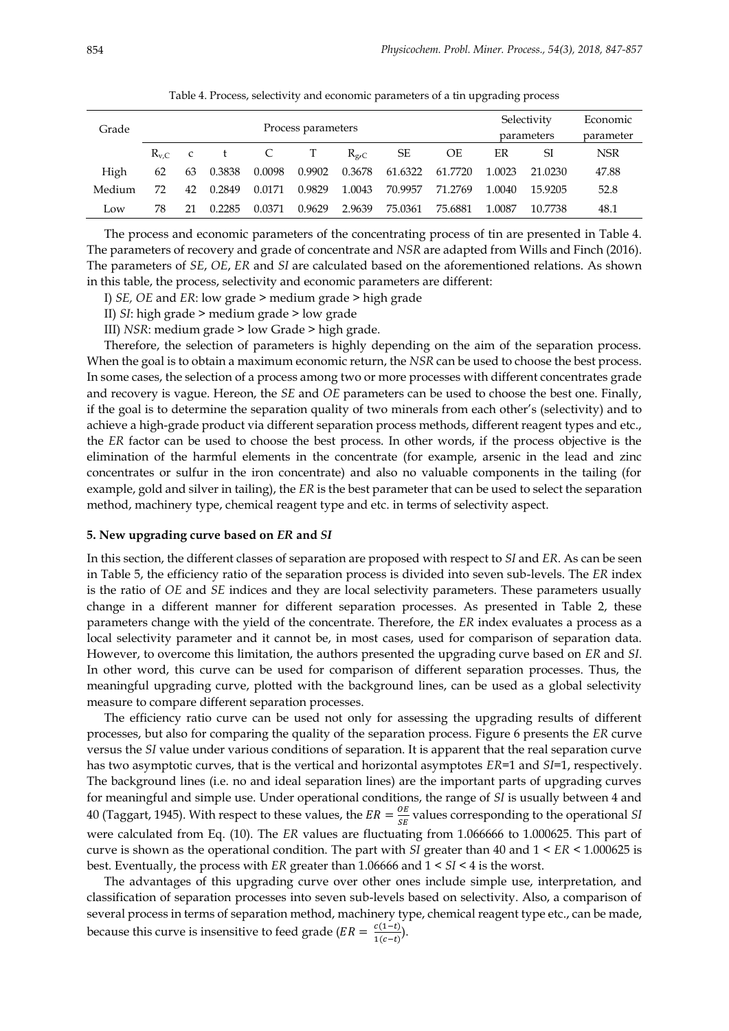Table 4. Process, selectivity and economic parameters of a tin upgrading process

| Grade | Process parameters | | | | | | | | Selectivity parameters | | Economic parameter |
|---|---|---|---|---|---|---|---|---|---|---|---|
| | $R_{v,C}$ | c | t | C | T | $R_{g,C}$ | SE | OE | ER | SI | NSR |
| High | 62 | 63 | 0.3838 | 0.0098 | 0.9902 | 0.3678 | 61.6322 | 61.7720 | 1.0023 | 21.0230 | 47.88 |
| Medium | 72 | 42 | 0.2849 | 0.0171 | 0.9829 | 1.0043 | 70.9957 | 71.2769 | 1.0040 | 15.9205 | 52.8 |
| Low | 78 | 21 | 0.2285 | 0.0371 | 0.9629 | 2.9639 | 75.0361 | 75.6881 | 1.0087 | 10.7738 | 48.1 |

The process and economic parameters of the concentrating process of tin are presented in Table 4. The parameters of recovery and grade of concentrate and *NSR* are adapted from Wills and Finch (2016). The parameters of *SE*, *OE*, *ER* and *SI* are calculated based on the aforementioned relations. As shown in this table, the process, selectivity and economic parameters are different:

I) *SE, OE* and *ER*: low grade > medium grade > high grade

II) *SI*: high grade > medium grade > low grade

III) *NSR*: medium grade > low Grade > high grade.

Therefore, the selection of parameters is highly depending on the aim of the separation process. When the goal is to obtain a maximum economic return, the *NSR* can be used to choose the best process. In some cases, the selection of a process among two or more processes with different concentrates grade and recovery is vague. Hereon, the *SE* and *OE* parameters can be used to choose the best one. Finally, if the goal is to determine the separation quality of two minerals from each other's (selectivity) and to achieve a high-grade product via different separation process methods, different reagent types and etc., the *ER* factor can be used to choose the best process. In other words, if the process objective is the elimination of the harmful elements in the concentrate (for example, arsenic in the lead and zinc concentrates or sulfur in the iron concentrate) and also no valuable components in the tailing (for example, gold and silver in tailing), the *ER* is the best parameter that can be used to select the separation method, machinery type, chemical reagent type and etc. in terms of selectivity aspect.

## 5. New upgrading curve based on *ER* and *SI*

In this section, the different classes of separation are proposed with respect to *SI* and *ER*. As can be seen in Table 5, the efficiency ratio of the separation process is divided into seven sub-levels. The *ER* index is the ratio of *OE* and *SE* indices and they are local selectivity parameters. These parameters usually change in a different manner for different separation processes. As presented in Table 2, these parameters change with the yield of the concentrate. Therefore, the *ER* index evaluates a process as a local selectivity parameter and it cannot be, in most cases, used for comparison of separation data. However, to overcome this limitation, the authors presented the upgrading curve based on *ER* and *SI*. In other word, this curve can be used for comparison of different separation processes. Thus, the meaningful upgrading curve, plotted with the background lines, can be used as a global selectivity measure to compare different separation processes.

The efficiency ratio curve can be used not only for assessing the upgrading results of different processes, but also for comparing the quality of the separation process. Figure 6 presents the *ER* curve versus the *SI* value under various conditions of separation. It is apparent that the real separation curve has two asymptotic curves, that is the vertical and horizontal asymptotes *ER*=1 and *SI*=1, respectively. The background lines (i.e. no and ideal separation lines) are the important parts of upgrading curves for meaningful and simple use. Under operational conditions, the range of *SI* is usually between 4 and 40 (Taggart, 1945). With respect to these values, the $ER = \frac{OE}{SE}$ values corresponding to the operational *SI* were calculated from Eq. (10). The *ER* values are fluctuating from 1.066666 to 1.000625. This part of curve is shown as the operational condition. The part with *SI* greater than 40 and 1 < *ER* < 1.000625 is best. Eventually, the process with *ER* greater than 1.06666 and 1 < *SI* < 4 is the worst.

The advantages of this upgrading curve over other ones include simple use, interpretation, and classification of separation processes into seven sub-levels based on selectivity. Also, a comparison of several process in terms of separation method, machinery type, chemical reagent type etc., can be made, because this curve is insensitive to feed grade ($ER = \frac{c(1-t)}{1(c-t)}$).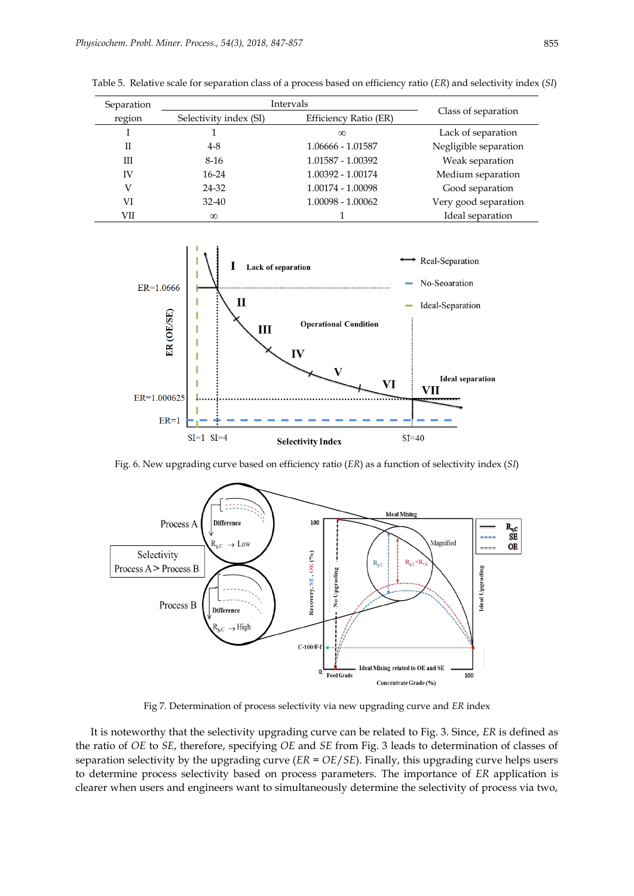Table 5. Relative scale for separation class of a process based on efficiency ratio (*ER*) and selectivity index (*SI*)

| Separation region | Intervals | | Class of separation |
|---|---|---|---|
| | Selectivity index (SI) | Efficiency Ratio (ER) | |
| I | 1 | ∞ | Lack of separation |
| II | 4-8 | 1.06666 - 1.01587 | Negligible separation |
| III | 8-16 | 1.01587 - 1.00392 | Weak separation |
| IV | 16-24 | 1.00392 - 1.00174 | Medium separation |
| V | 24-32 | 1.00174 - 1.00098 | Good separation |
| VI | 32-40 | 1.00098 - 1.00062 | Very good separation |
| VII | ∞ | 1 | Ideal separation |

Fig. 6. New upgrading curve based on efficiency ratio (*ER*) as a function of selectivity index (*SI*)

Fig 7. Determination of process selectivity via new upgrading curve and *ER* index

It is noteworthy that the selectivity upgrading curve can be related to Fig. 3. Since, *ER* is defined as the ratio of *OE* to *SE*, therefore, specifying *OE* and *SE* from Fig. 3 leads to determination of classes of separation selectivity by the upgrading curve ($ER = OE/SE$). Finally, this upgrading curve helps users to determine process selectivity based on process parameters. The importance of *ER* application is clearer when users and engineers want to simultaneously determine the selectivity of process via two,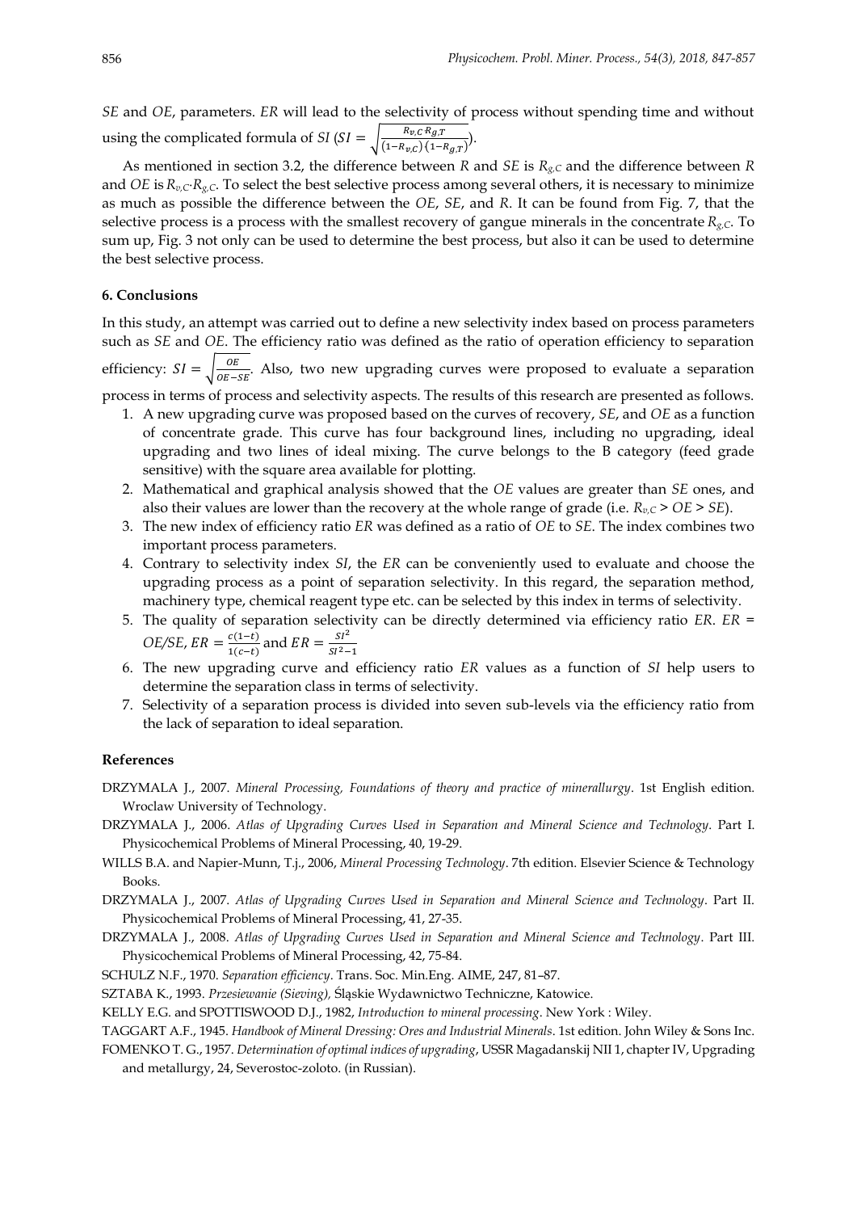*SE* and *OE*, parameters. *ER* will lead to the selectivity of process without spending time and without using the complicated formula of *SI* ($SI = \sqrt{\frac{R_{v,C} \cdot R_{g,T}}{(1-R_{v,C})(1-R_{g,T})}}$).

As mentioned in section 3.2, the difference between *R* and *SE* is $R_{g,C}$ and the difference between *R* and *OE* is $R_{v,C} \cdot R_{g,C}$. To select the best selective process among several others, it is necessary to minimize as much as possible the difference between the *OE*, *SE*, and *R*. It can be found from Fig. 7, that the selective process is a process with the smallest recovery of gangue minerals in the concentrate $R_{g,C}$. To sum up, Fig. 3 not only can be used to determine the best process, but also it can be used to determine the best selective process.

## 6. Conclusions

In this study, an attempt was carried out to define a new selectivity index based on process parameters such as *SE* and *OE*. The efficiency ratio was defined as the ratio of operation efficiency to separation efficiency: $SI = \sqrt{\frac{OE}{OE-SE}}$. Also, two new upgrading curves were proposed to evaluate a separation process in terms of process and selectivity aspects. The results of this research are presented as follows.

1. A new upgrading curve was proposed based on the curves of recovery, *SE*, and *OE* as a function of concentrate grade. This curve has four background lines, including no upgrading, ideal upgrading and two lines of ideal mixing. The curve belongs to the B category (feed grade sensitive) with the square area available for plotting.
2. Mathematical and graphical analysis showed that the *OE* values are greater than *SE* ones, and also their values are lower than the recovery at the whole range of grade (i.e. $R_{v,C} > OE > SE$).
3. The new index of efficiency ratio *ER* was defined as a ratio of *OE* to *SE*. The index combines two important process parameters.
4. Contrary to selectivity index *SI*, the *ER* can be conveniently used to evaluate and choose the upgrading process as a point of separation selectivity. In this regard, the separation method, machinery type, chemical reagent type etc. can be selected by this index in terms of selectivity.
5. The quality of separation selectivity can be directly determined via efficiency ratio *ER*. *ER* = *OE*/*SE*, $ER = \frac{c(1-t)}{1(c-t)}$ and $ER = \frac{SI^2}{SI^2-1}$
6. The new upgrading curve and efficiency ratio *ER* values as a function of *SI* help users to determine the separation class in terms of selectivity.
7. Selectivity of a separation process is divided into seven sub-levels via the efficiency ratio from the lack of separation to ideal separation.

## References

DRZYMALA J., 2007. *Mineral Processing, Foundations of theory and practice of minerallurgy*. 1st English edition. Wroclaw University of Technology.

DRZYMALA J., 2006. *Atlas of Upgrading Curves Used in Separation and Mineral Science and Technology*. Part I. Physicochemical Problems of Mineral Processing, 40, 19-29.

WILLS B.A. and Napier-Munn, T.j., 2006, *Mineral Processing Technology*. 7th edition. Elsevier Science & Technology Books.

DRZYMALA J., 2007. *Atlas of Upgrading Curves Used in Separation and Mineral Science and Technology*. Part II. Physicochemical Problems of Mineral Processing, 41, 27-35.

DRZYMALA J., 2008. *Atlas of Upgrading Curves Used in Separation and Mineral Science and Technology*. Part III. Physicochemical Problems of Mineral Processing, 42, 75-84.

SCHULZ N.F., 1970. *Separation efficiency*. Trans. Soc. Min.Eng. AIME, 247, 81–87.

SZTABA K., 1993. *Przesiewanie (Sieving)*, Śląskie Wydawnictwo Techniczne, Katowice.

KELLY E.G. and SPOTTISWOOD D.J., 1982, *Introduction to mineral processing*. New York : Wiley.

TAGGART A.F., 1945. *Handbook of Mineral Dressing: Ores and Industrial Minerals*. 1st edition. John Wiley & Sons Inc.

FOMENKO T. G., 1957. *Determination of optimal indices of upgrading*, USSR Magadanskij NII 1, chapter IV, Upgrading and metallurgy, 24, Severostoc-zoloto. (in Russian).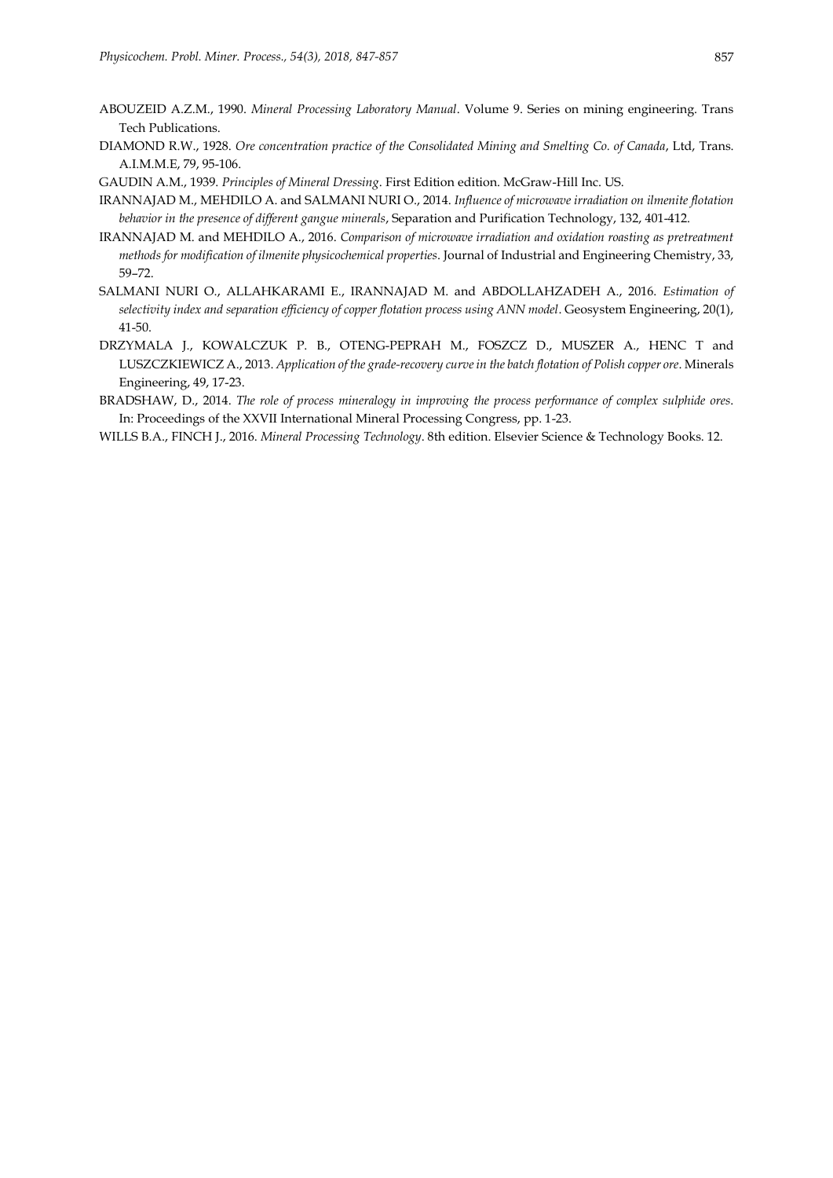ABOUZEID A.Z.M., 1990. *Mineral Processing Laboratory Manual*. Volume 9. Series on mining engineering. Trans Tech Publications.

DIAMOND R.W., 1928. *Ore concentration practice of the Consolidated Mining and Smelting Co. of Canada*, Ltd, Trans. A.I.M.M.E, 79, 95-106.

GAUDIN A.M., 1939. *Principles of Mineral Dressing*. First Edition edition. McGraw-Hill Inc. US.

IRANNAJAD M., MEHDILO A. and SALMANI NURI O., 2014. *Influence of microwave irradiation on ilmenite flotation behavior in the presence of different gangue minerals*, Separation and Purification Technology, 132, 401-412.

IRANNAJAD M. and MEHDILO A., 2016. *Comparison of microwave irradiation and oxidation roasting as pretreatment methods for modification of ilmenite physicochemical properties*. Journal of Industrial and Engineering Chemistry, 33, 59–72.

SALMANI NURI O., ALLAHKARAMI E., IRANNAJAD M. and ABDOLLAHZADEH A., 2016. *Estimation of selectivity index and separation efficiency of copper flotation process using ANN model*. Geosystem Engineering, 20(1), 41-50.

DRZYMALA J., KOWALCZUK P. B., OTENG-PEPRAH M., FOSZCZ D., MUSZER A., HENC T and LUSZCZKIEWICZ A., 2013. *Application of the grade-recovery curve in the batch flotation of Polish copper ore*. Minerals Engineering, 49, 17-23.

BRADSHAW, D., 2014. *The role of process mineralogy in improving the process performance of complex sulphide ores*. In: Proceedings of the XXVII International Mineral Processing Congress, pp. 1-23.

WILLS B.A., FINCH J., 2016. *Mineral Processing Technology*. 8th edition. Elsevier Science & Technology Books. 12.